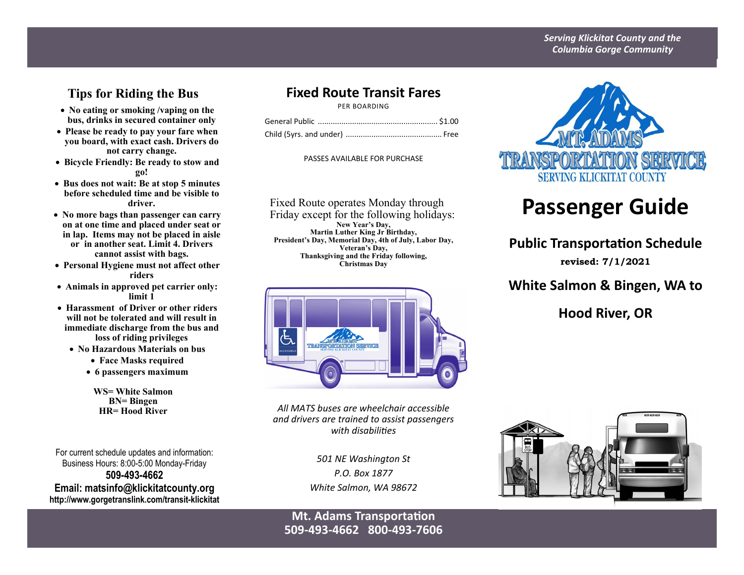*Serving Klickitat County and the Columbia Gorge Community*

## Tips for Riding the Bus

- **No eating or smoking /vaping on the bus, drinks in secured container only**
- **Please be ready to pay your fare when you board, with exact cash. Drivers do not carry change.**
- **Bicycle Friendly: Be ready to stow and go!**
- **Bus does not wait: Be at stop 5 minutes before scheduled time and be visible to driver.**
- **No more bags than passenger can carry on at one time and placed under seat or in lap. Items may not be placed in aisle or in another seat. Limit 4. Drivers cannot assist with bags.**
- **Personal Hygiene must not affect other riders**
- **Animals in approved pet carrier only: limit 1**
- **Harassment of Driver or other riders will not be tolerated and will result in immediate discharge from the bus and loss of riding privileges**
- **No Hazardous Materials on bus**
- **Face Masks required**
- **6 passengers maximum**

**WS= White Salmon**
**BN= Bingen**
**HR= Hood River**

For current schedule updates and information:
Business Hours: 8:00-5:00 Monday-Friday
**509-493-4662**
**Email: matsinfo@klickitatcounty.org**
**http://www.gorgetranslink.com/transit-klickitat**

## Fixed Route Transit Fares

PER BOARDING

| | |
|---|---|
| General Public | $1.00 |
| Child (5yrs. and under) | Free |

PASSES AVAILABLE FOR PURCHASE

Fixed Route operates Monday through Friday except for the following holidays:
**New Year's Day,**
**Martin Luther King Jr Birthday,**
**President's Day, Memorial Day, 4th of July, Labor Day,**
**Veteran's Day,**
**Thanksgiving and the Friday following,**
**Christmas Day**

*All MATS buses are wheelchair accessible and drivers are trained to assist passengers with disabilities*

*501 NE Washington St*
*P.O. Box 1877*
*White Salmon, WA 98672*

**Mt. Adams Transportation**
**509-493-4662 800-493-7606**

MT. ADAMS TRANSPORTATION SERVICE
SERVING KLICKITAT COUNTY

# Passenger Guide

## Public Transportation Schedule

**revised: 7/1/2021**

## White Salmon & Bingen, WA to

## Hood River, OR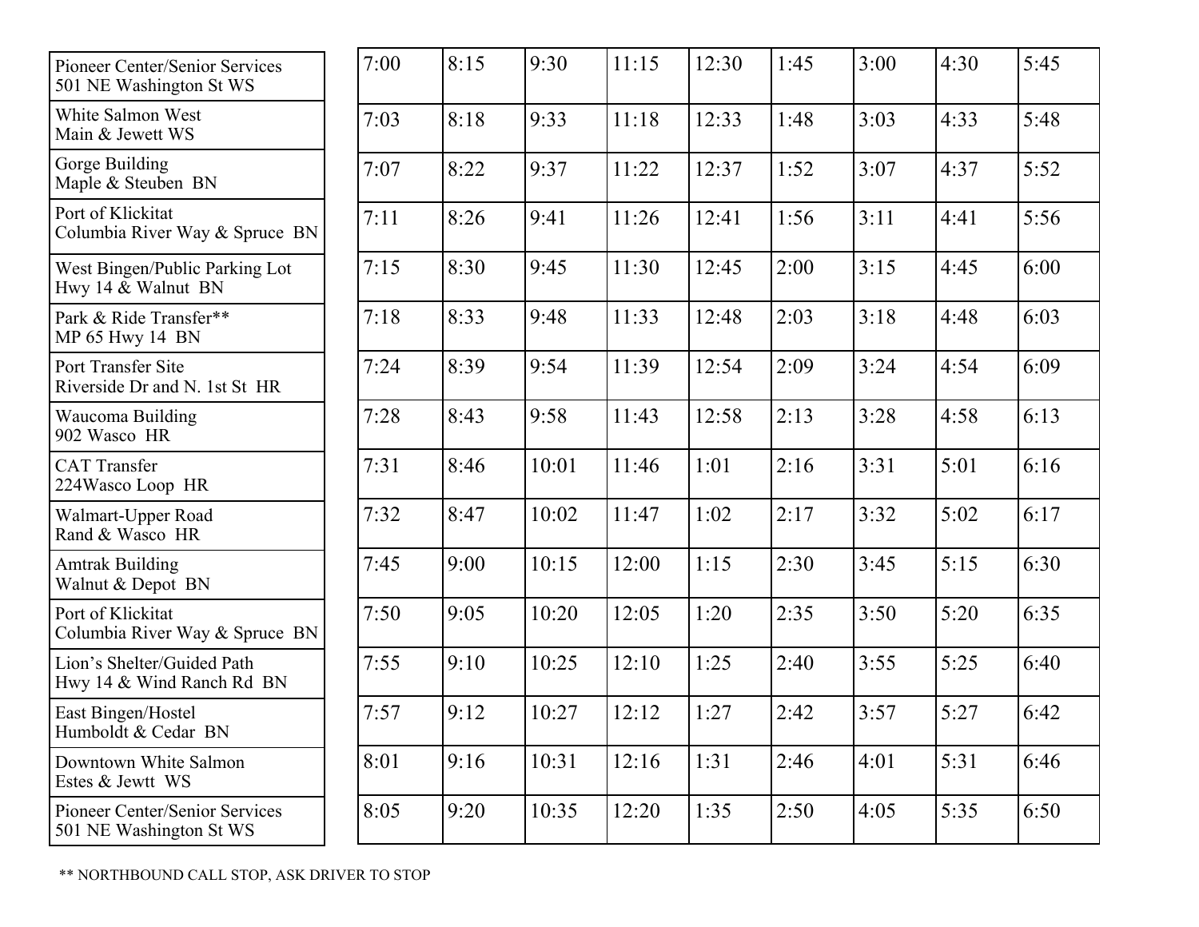| | | | | | | | | | |
|---|---|---|---|---|---|---|---|---|---|
| Pioneer Center/Senior Services 501 NE Washington St WS | 7:00 | 8:15 | 9:30 | 11:15 | 12:30 | 1:45 | 3:00 | 4:30 | 5:45 |
| White Salmon West Main & Jewett WS | 7:03 | 8:18 | 9:33 | 11:18 | 12:33 | 1:48 | 3:03 | 4:33 | 5:48 |
| Gorge Building Maple & Steuben BN | 7:07 | 8:22 | 9:37 | 11:22 | 12:37 | 1:52 | 3:07 | 4:37 | 5:52 |
| Port of Klickitat Columbia River Way & Spruce BN | 7:11 | 8:26 | 9:41 | 11:26 | 12:41 | 1:56 | 3:11 | 4:41 | 5:56 |
| West Bingen/Public Parking Lot Hwy 14 & Walnut BN | 7:15 | 8:30 | 9:45 | 11:30 | 12:45 | 2:00 | 3:15 | 4:45 | 6:00 |
| Park & Ride Transfer** MP 65 Hwy 14 BN | 7:18 | 8:33 | 9:48 | 11:33 | 12:48 | 2:03 | 3:18 | 4:48 | 6:03 |
| Port Transfer Site Riverside Dr and N. 1st St HR | 7:24 | 8:39 | 9:54 | 11:39 | 12:54 | 2:09 | 3:24 | 4:54 | 6:09 |
| Waucoma Building 902 Wasco HR | 7:28 | 8:43 | 9:58 | 11:43 | 12:58 | 2:13 | 3:28 | 4:58 | 6:13 |
| CAT Transfer 224Wasco Loop HR | 7:31 | 8:46 | 10:01 | 11:46 | 1:01 | 2:16 | 3:31 | 5:01 | 6:16 |
| Walmart-Upper Road Rand & Wasco HR | 7:32 | 8:47 | 10:02 | 11:47 | 1:02 | 2:17 | 3:32 | 5:02 | 6:17 |
| Amtrak Building Walnut & Depot BN | 7:45 | 9:00 | 10:15 | 12:00 | 1:15 | 2:30 | 3:45 | 5:15 | 6:30 |
| Port of Klickitat Columbia River Way & Spruce BN | 7:50 | 9:05 | 10:20 | 12:05 | 1:20 | 2:35 | 3:50 | 5:20 | 6:35 |
| Lion's Shelter/Guided Path Hwy 14 & Wind Ranch Rd BN | 7:55 | 9:10 | 10:25 | 12:10 | 1:25 | 2:40 | 3:55 | 5:25 | 6:40 |
| East Bingen/Hostel Humboldt & Cedar BN | 7:57 | 9:12 | 10:27 | 12:12 | 1:27 | 2:42 | 3:57 | 5:27 | 6:42 |
| Downtown White Salmon Estes & Jewtt WS | 8:01 | 9:16 | 10:31 | 12:16 | 1:31 | 2:46 | 4:01 | 5:31 | 6:46 |
| Pioneer Center/Senior Services 501 NE Washington St WS | 8:05 | 9:20 | 10:35 | 12:20 | 1:35 | 2:50 | 4:05 | 5:35 | 6:50 |

** NORTHBOUND CALL STOP, ASK DRIVER TO STOP